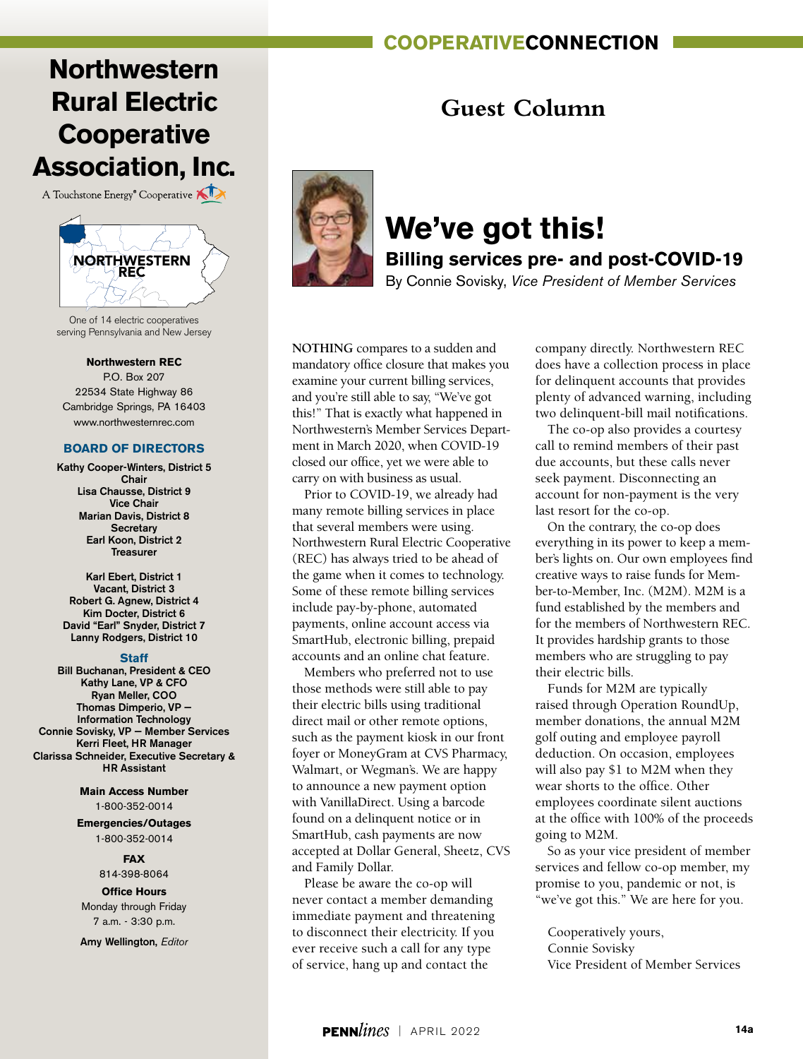# Northwestern Rural Electric Cooperative Association, Inc.

A Touchstone Energy® Cooperative

NORTHWESTERN REC

One of 14 electric cooperatives serving Pennsylvania and New Jersey

**Northwestern REC**
P.O. Box 207
22534 State Highway 86
Cambridge Springs, PA 16403
www.northwesternrec.com

### BOARD OF DIRECTORS

**Kathy Cooper-Winters, District 5**
**Chair**
**Lisa Chausse, District 9**
**Vice Chair**
**Marian Davis, District 8**
**Secretary**
**Earl Koon, District 2**
**Treasurer**

**Karl Ebert, District 1**
**Vacant, District 3**
**Robert G. Agnew, District 4**
**Kim Docter, District 6**
**David "Earl" Snyder, District 7**
**Lanny Rodgers, District 10**

### Staff

**Bill Buchanan, President & CEO**
**Kathy Lane, VP & CFO**
**Ryan Meller, COO**
**Thomas Dimperio, VP – Information Technology**
**Connie Sovisky, VP – Member Services**
**Kerri Fleet, HR Manager**
**Clarissa Schneider, Executive Secretary & HR Assistant**

**Main Access Number**
1-800-352-0014

**Emergencies/Outages**
1-800-352-0014

**FAX**
814-398-8064

**Office Hours**
Monday through Friday
7 a.m. - 3:30 p.m.

**Amy Wellington,** *Editor*

## Guest Column

# We've got this!

### Billing services pre- and post-COVID-19

By Connie Sovisky, *Vice President of Member Services*

**NOTHING** compares to a sudden and mandatory office closure that makes you examine your current billing services, and you're still able to say, "We've got this!" That is exactly what happened in Northwestern's Member Services Department in March 2020, when COVID-19 closed our office, yet we were able to carry on with business as usual.

Prior to COVID-19, we already had many remote billing services in place that several members were using. Northwestern Rural Electric Cooperative (REC) has always tried to be ahead of the game when it comes to technology. Some of these remote billing services include pay-by-phone, automated payments, online account access via SmartHub, electronic billing, prepaid accounts and an online chat feature.

Members who preferred not to use those methods were still able to pay their electric bills using traditional direct mail or other remote options, such as the payment kiosk in our front foyer or MoneyGram at CVS Pharmacy, Walmart, or Wegman's. We are happy to announce a new payment option with VanillaDirect. Using a barcode found on a delinquent notice or in SmartHub, cash payments are now accepted at Dollar General, Sheetz, CVS and Family Dollar.

Please be aware the co-op will never contact a member demanding immediate payment and threatening to disconnect their electricity. If you ever receive such a call for any type of service, hang up and contact the company directly. Northwestern REC does have a collection process in place for delinquent accounts that provides plenty of advanced warning, including two delinquent-bill mail notifications.

The co-op also provides a courtesy call to remind members of their past due accounts, but these calls never seek payment. Disconnecting an account for non-payment is the very last resort for the co-op.

On the contrary, the co-op does everything in its power to keep a member's lights on. Our own employees find creative ways to raise funds for Member-to-Member, Inc. (M2M). M2M is a fund established by the members and for the members of Northwestern REC. It provides hardship grants to those members who are struggling to pay their electric bills.

Funds for M2M are typically raised through Operation RoundUp, member donations, the annual M2M golf outing and employee payroll deduction. On occasion, employees will also pay $1 to M2M when they wear shorts to the office. Other employees coordinate silent auctions at the office with 100% of the proceeds going to M2M.

So as your vice president of member services and fellow co-op member, my promise to you, pandemic or not, is "we've got this." We are here for you.

Cooperatively yours,
Connie Sovisky
Vice President of Member Services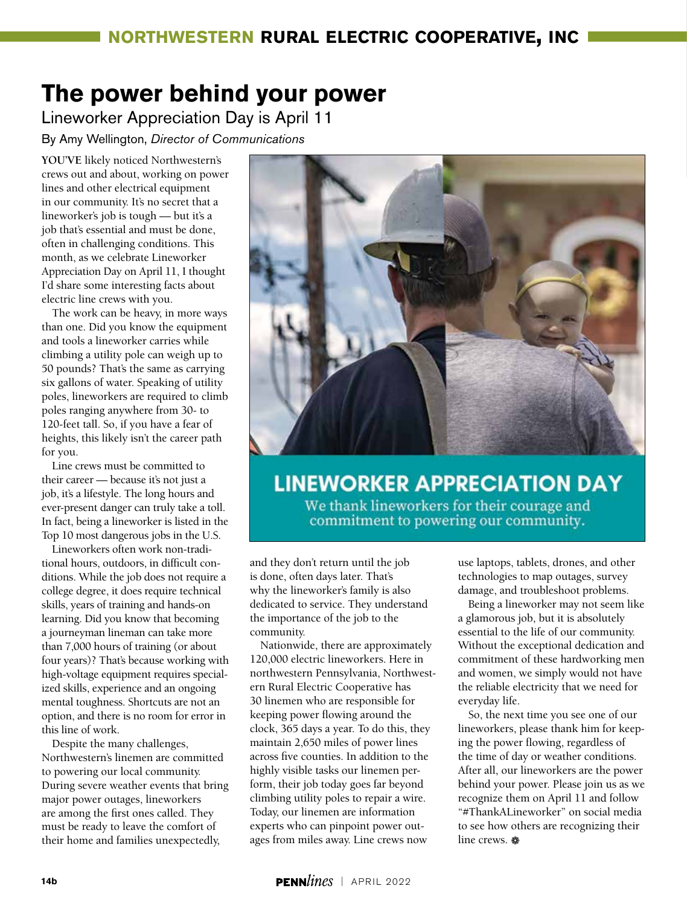# The power behind your power

## Lineworker Appreciation Day is April 11

By Amy Wellington, *Director of Communications*

**YOU'VE** likely noticed Northwestern's crews out and about, working on power lines and other electrical equipment in our community. It's no secret that a lineworker's job is tough — but it's a job that's essential and must be done, often in challenging conditions. This month, as we celebrate Lineworker Appreciation Day on April 11, I thought I'd share some interesting facts about electric line crews with you.

The work can be heavy, in more ways than one. Did you know the equipment and tools a lineworker carries while climbing a utility pole can weigh up to 50 pounds? That's the same as carrying six gallons of water. Speaking of utility poles, lineworkers are required to climb poles ranging anywhere from 30- to 120-feet tall. So, if you have a fear of heights, this likely isn't the career path for you.

Line crews must be committed to their career — because it's not just a job, it's a lifestyle. The long hours and ever-present danger can truly take a toll. In fact, being a lineworker is listed in the Top 10 most dangerous jobs in the U.S.

Lineworkers often work non-traditional hours, outdoors, in difficult conditions. While the job does not require a college degree, it does require technical skills, years of training and hands-on learning. Did you know that becoming a journeyman lineman can take more than 7,000 hours of training (or about four years)? That's because working with high-voltage equipment requires specialized skills, experience and an ongoing mental toughness. Shortcuts are not an option, and there is no room for error in this line of work.

Despite the many challenges, Northwestern's linemen are committed to powering our local community. During severe weather events that bring major power outages, lineworkers are among the first ones called. They must be ready to leave the comfort of their home and families unexpectedly, and they don't return until the job is done, often days later. That's why the lineworker's family is also dedicated to service. They understand the importance of the job to the community.

**LINEWORKER APPRECIATION DAY**

We thank lineworkers for their courage and commitment to powering our community.

Nationwide, there are approximately 120,000 electric lineworkers. Here in northwestern Pennsylvania, Northwestern Rural Electric Cooperative has 30 linemen who are responsible for keeping power flowing around the clock, 365 days a year. To do this, they maintain 2,650 miles of power lines across five counties. In addition to the highly visible tasks our linemen perform, their job today goes far beyond climbing utility poles to repair a wire. Today, our linemen are information experts who can pinpoint power outages from miles away. Line crews now use laptops, tablets, drones, and other technologies to map outages, survey damage, and troubleshoot problems.

Being a lineworker may not seem like a glamorous job, but it is absolutely essential to the life of our community. Without the exceptional dedication and commitment of these hardworking men and women, we simply would not have the reliable electricity that we need for everyday life.

So, the next time you see one of our lineworkers, please thank him for keeping the power flowing, regardless of the time of day or weather conditions. After all, our lineworkers are the power behind your power. Please join us as we recognize them on April 11 and follow "#ThankALineworker" on social media to see how others are recognizing their line crews.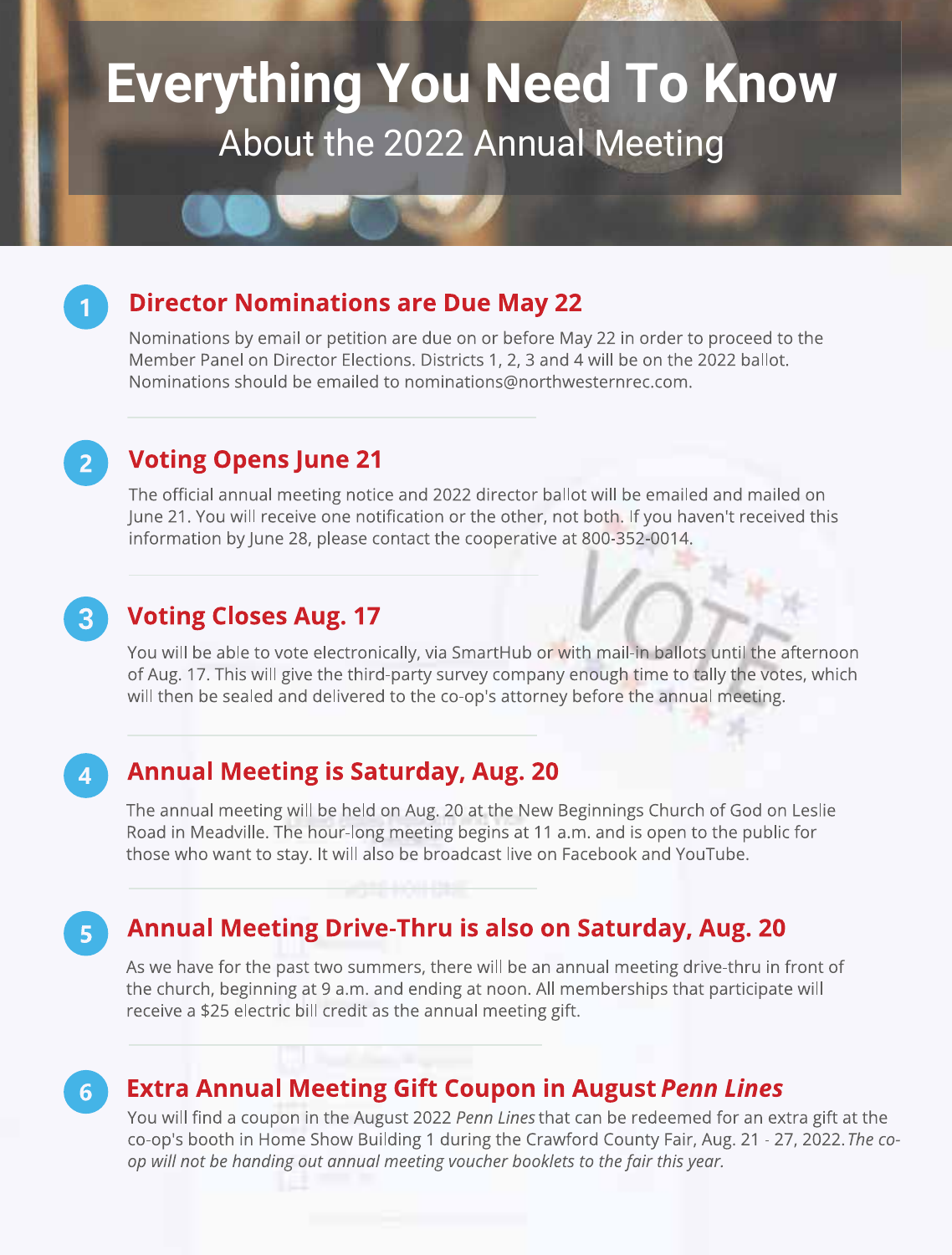# Everything You Need To Know

## About the 2022 Annual Meeting

### 1 Director Nominations are Due May 22

Nominations by email or petition are due on or before May 22 in order to proceed to the Member Panel on Director Elections. Districts 1, 2, 3 and 4 will be on the 2022 ballot. Nominations should be emailed to nominations@northwesternrec.com.

### 2 Voting Opens June 21

The official annual meeting notice and 2022 director ballot will be emailed and mailed on June 21. You will receive one notification or the other, not both. If you haven't received this information by June 28, please contact the cooperative at 800-352-0014.

### 3 Voting Closes Aug. 17

You will be able to vote electronically, via SmartHub or with mail-in ballots until the afternoon of Aug. 17. This will give the third-party survey company enough time to tally the votes, which will then be sealed and delivered to the co-op's attorney before the annual meeting.

### 4 Annual Meeting is Saturday, Aug. 20

The annual meeting will be held on Aug. 20 at the New Beginnings Church of God on Leslie Road in Meadville. The hour-long meeting begins at 11 a.m. and is open to the public for those who want to stay. It will also be broadcast live on Facebook and YouTube.

### 5 Annual Meeting Drive-Thru is also on Saturday, Aug. 20

As we have for the past two summers, there will be an annual meeting drive-thru in front of the church, beginning at 9 a.m. and ending at noon. All memberships that participate will receive a $25 electric bill credit as the annual meeting gift.

### 6 Extra Annual Meeting Gift Coupon in August *Penn Lines*

You will find a coupon in the August 2022 *Penn Lines* that can be redeemed for an extra gift at the co-op's booth in Home Show Building 1 during the Crawford County Fair, Aug. 21 - 27, 2022. *The co-op will not be handing out annual meeting voucher booklets to the fair this year.*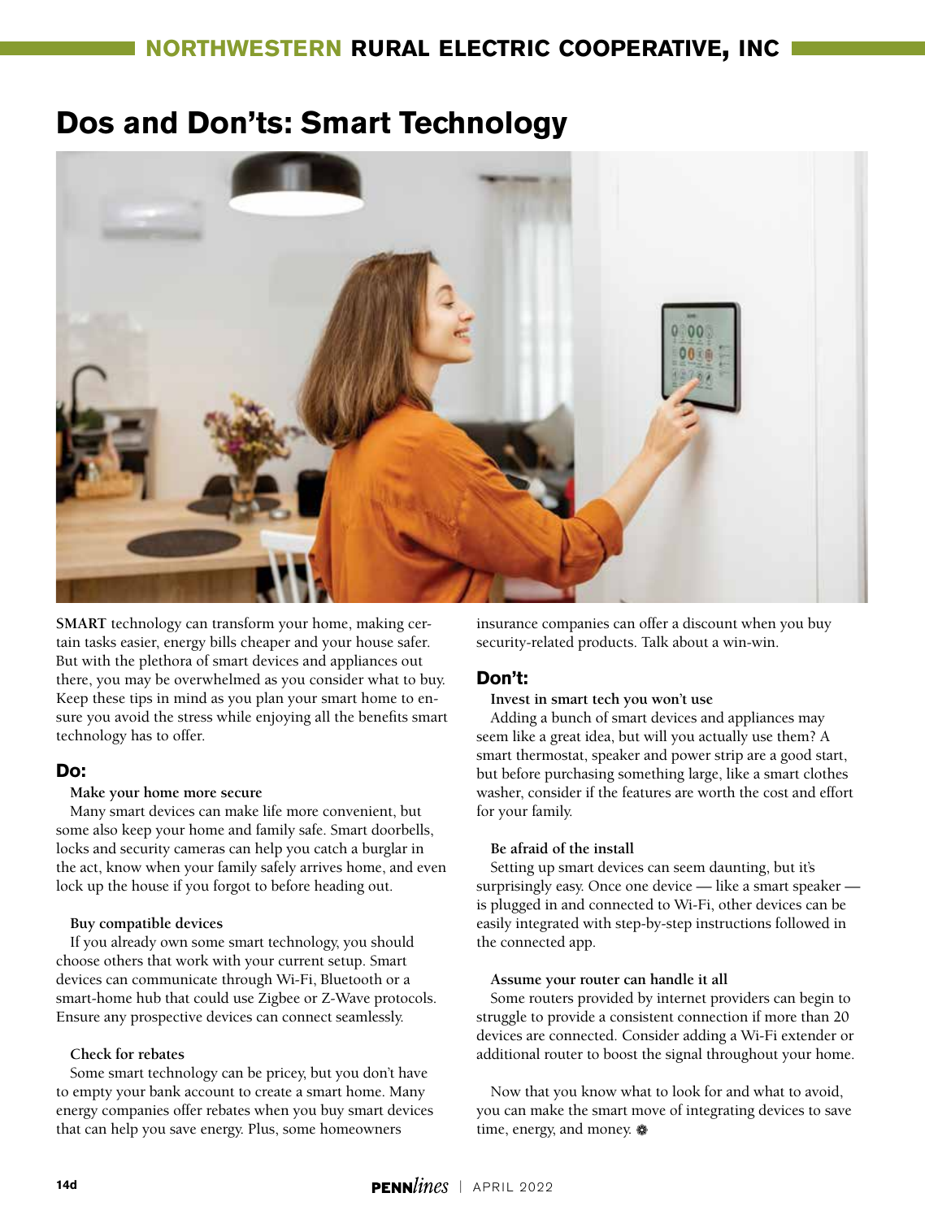# Dos and Don'ts: Smart Technology

**SMART** technology can transform your home, making certain tasks easier, energy bills cheaper and your house safer. But with the plethora of smart devices and appliances out there, you may be overwhelmed as you consider what to buy. Keep these tips in mind as you plan your smart home to ensure you avoid the stress while enjoying all the benefits smart technology has to offer.

## Do:

**Make your home more secure**

Many smart devices can make life more convenient, but some also keep your home and family safe. Smart doorbells, locks and security cameras can help you catch a burglar in the act, know when your family safely arrives home, and even lock up the house if you forgot to before heading out.

**Buy compatible devices**

If you already own some smart technology, you should choose others that work with your current setup. Smart devices can communicate through Wi-Fi, Bluetooth or a smart-home hub that could use Zigbee or Z-Wave protocols. Ensure any prospective devices can connect seamlessly.

**Check for rebates**

Some smart technology can be pricey, but you don't have to empty your bank account to create a smart home. Many energy companies offer rebates when you buy smart devices that can help you save energy. Plus, some homeowners insurance companies can offer a discount when you buy security-related products. Talk about a win-win.

## Don't:

**Invest in smart tech you won't use**

Adding a bunch of smart devices and appliances may seem like a great idea, but will you actually use them? A smart thermostat, speaker and power strip are a good start, but before purchasing something large, like a smart clothes washer, consider if the features are worth the cost and effort for your family.

**Be afraid of the install**

Setting up smart devices can seem daunting, but it's surprisingly easy. Once one device — like a smart speaker — is plugged in and connected to Wi-Fi, other devices can be easily integrated with step-by-step instructions followed in the connected app.

**Assume your router can handle it all**

Some routers provided by internet providers can begin to struggle to provide a consistent connection if more than 20 devices are connected. Consider adding a Wi-Fi extender or additional router to boost the signal throughout your home.

Now that you know what to look for and what to avoid, you can make the smart move of integrating devices to save time, energy, and money.